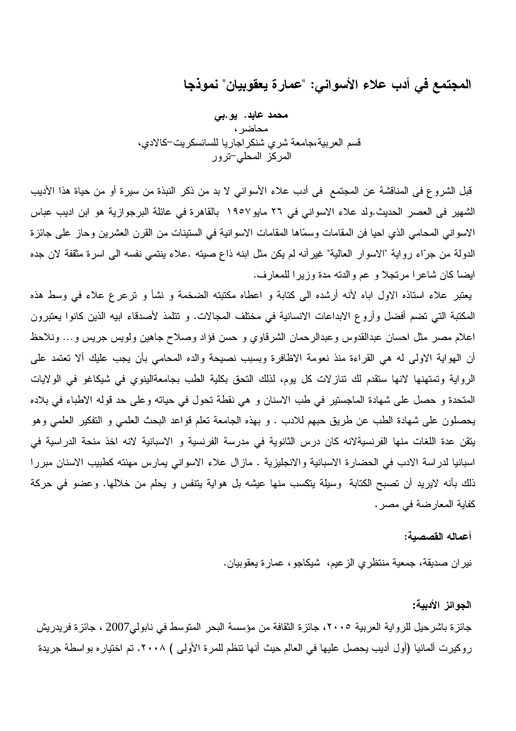# المجتمع في أدب علاء الأسواني: "عمارة يعقوبيان" نموذجا

**محمد عابد. يو.بي**
محاضر،
قسم العربية،جامعة شري شنكراجاريا للسانسكريت–كالادي،
المركز المحلي–ترور

قبل الشروع فى المناقشة عن المجتمع فى أدب علاء الأسواني لا بد من ذكر النبذة من سيرة أو من حياة هذا الأديب الشهير فى العصر الحديث.ولد علاء الاسواني في ٢٦ مايو١٩٥٧ بالقاهرة في عائلة البرجوازية هو ابن اديب عباس الاسواني المحامي الذي احيا فن المقامات وسمّاها المقامات الاسوانية في الستينات من القرن العشرين وحاز على جائزة الدولة من جرّاء رواية "الاسوار العالية" غيرأنه لم يكن مثل ابنه ذاع صيته .علاء ينتمي نفسه الى اسرة مثقفة لان جده ايضاً كان شاعرا مرتجلا و عم والدته مدة وزيرا للمعارف.

يعتبر علاء استاذه الاول اباه لأنه أرشده الى كتابة و اعطاه مكتبته الضخمة و نشأ و ترعرع علاء في وسط هذه المكتبة التي تضم أفضل وأروع الابداعات الانسانية في مختلف المجالات. و تتلمذ لأصدقاء ابيه الذين كانوا يعتبرون اعلام مصر مثل احسان عبدالقدوس وعبدالرحمان الشرقاوي و حسن فؤاد وصلاح جاهين ولويس جريس و... ونلاحظ أن الهواية الاولى له هي القراءة منذ نعومة الاظافرة وبسبب نصيحة والده المحامي بأن يجب عليك ألا تعتمد على الرواية وتمتهنها لانها ستقدم لك تنازلات كل يوم، لذلك التحق بكلية الطب بجامعةالينوي في شيكاغو في الولايات المتحدة و حصل على شهادة الماجستير في طب الاسنان و هي نقطة تحول في حياته وعلى حد قوله الاطباء في بلاده يحصلون على شهادة الطب عن طريق حبهم للادب . و بهذه الجامعة تعلم قواعد البحث العلمي و التفكير العلمي وهو يتقن عدة اللغات منها الفرنسيةلانه كان درس الثانوية في مدرسة الفرنسية و الاسبانية لانه اخذ منحة الدراسية في اسبانيا لدراسة الادب في الحضارة الاسبانية والانجليزية . مازال علاء الاسواني يمارس مهنته كطبيب الاسنان مبررا ذلك بأنه لايريد أن تصبح الكتابة وسيلة يتكسب منها عيشه بل هواية يتنفس و يحلم من خلالها. وعضو في حركة كفاية المعارضة في مصر.

**أعماله القصصية:**

نيران صديقة، جمعية منتظري الزعيم، شيكاجو، عمارة يعقوبيان.

**الجوائز الأدبية:**

جائزة باشرحيل للرواية العربية ٢٠٠٥، جائزة الثقافة من مؤسسة البحر المتوسط في نابولي2007 ، جائزة فريدريش روكيرت ألمانيا (أول أديب يحصل عليها في العالم حيث أنها تنظم للمرة الأولى ) ٢٠٠٨. تم اختياره بواسطة جريدة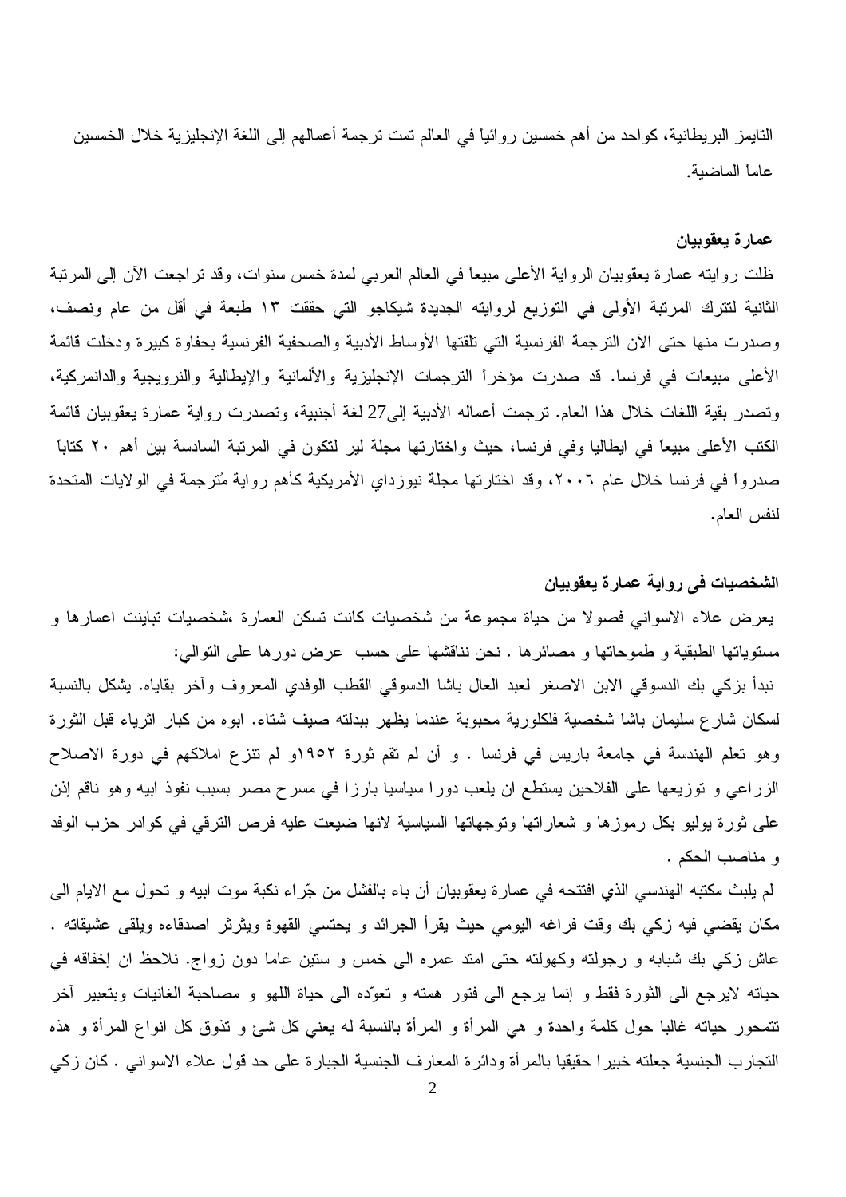التايمز البريطانية، كواحد من أهم خمسين روائياً في العالم تمت ترجمة أعمالهم إلى اللغة الإنجليزية خلال الخمسين عاماً الماضية.

**عمارة يعقوبيان**

ظلت روايته عمارة يعقوبيان الرواية الأعلى مبيعاً في العالم العربي لمدة خمس سنوات، وقد تراجعت الآن إلى المرتبة الثانية لتترك المرتبة الأولى في التوزيع لروايته الجديدة شيكاجو التي حققت ١٣ طبعة في أقل من عام ونصف، وصدرت منها حتى الآن الترجمة الفرنسية التي تلقتها الأوساط الأدبية والصحفية الفرنسية بحفاوة كبيرة ودخلت قائمة الأعلى مبيعات في فرنسا. قد صدرت مؤخراً الترجمات الإنجليزية والألمانية والإيطالية والنرويجية والدانمركية، وتصدر بقية اللغات خلال هذا العام. ترجمت أعماله الأدبية إلى27 لغة أجنبية، وتصدرت رواية عمارة يعقوبيان قائمة الكتب الأعلى مبيعاً في ايطاليا وفي فرنسا، حيث واختارتها مجلة لير لتكون في المرتبة السادسة بين أهم ٢٠ كتاباً صدروا في فرنسا خلال عام ٢٠٠٦، وقد اختارتها مجلة نيوزداي الأمريكية كأهم رواية مُترجمة في الولايات المتحدة لنفس العام.

**الشخصيات فى رواية عمارة يعقوبيان**

يعرض علاء الاسواني فصولا من حياة مجموعة من شخصيات كانت تسكن العمارة ،شخصيات تباينت اعمارها و مستوياتها الطبقية و طموحاتها و مصائرها . نحن نناقشها على حسب عرض دورها على التوالي:

نبدأ بزكي بك الدسوقي الابن الاصغر لعبد العال باشا الدسوقي القطب الوفدي المعروف وآخر بقاياه. يشكل بالنسبة لسكان شارع سليمان باشا شخصية فلكلورية محبوبة عندما يظهر ببدلته صيف شتاء. ابوه من كبار اثرياء قبل الثورة وهو تعلم الهندسة في جامعة باريس في فرنسا . و أن لم تقم ثورة ١٩٥٢و لم تنزع املاكهم في دورة الاصلاح الزراعي و توزيعها على الفلاحين يستطع ان يلعب دورا سياسيا بارزا في مسرح مصر بسبب نفوذ ابيه وهو ناقم إذن على ثورة يوليو بكل رموزها و شعاراتها وتوجهاتها السياسية لانها ضيعت عليه فرص الترقي في كوادر حزب الوفد و مناصب الحكم .

لم يلبث مكتبه الهندسي الذي افتتحه في عمارة يعقوبيان أن باء بالفشل من جرّاء نكبة موت ابيه و تحول مع الايام الى مكان يقضي فيه زكي بك وقت فراغه اليومي حيث يقرأ الجرائد و يحتسي القهوة ويثرثر اصدقاءه ويلقى عشيقاته . عاش زكي بك شبابه و رجولته وكهولته حتى امتد عمره الى خمس و ستين عاما دون زواج. نلاحظ ان إخفاقه في حياته لايرجع الى الثورة فقط و إنما يرجع الى فتور همته و تعوّده الى حياة اللهو و مصاحبة الغانيات وبتعبير آخر تتمحور حياته غالبا حول كلمة واحدة و هي المرأة و المرأة بالنسبة له يعني كل شئ و تذوق كل انواع المرأة و هذه التجارب الجنسية جعلته خبيرا حقيقيا بالمرأة ودائرة المعارف الجنسية الجبارة على حد قول علاء الاسواني . كان زكي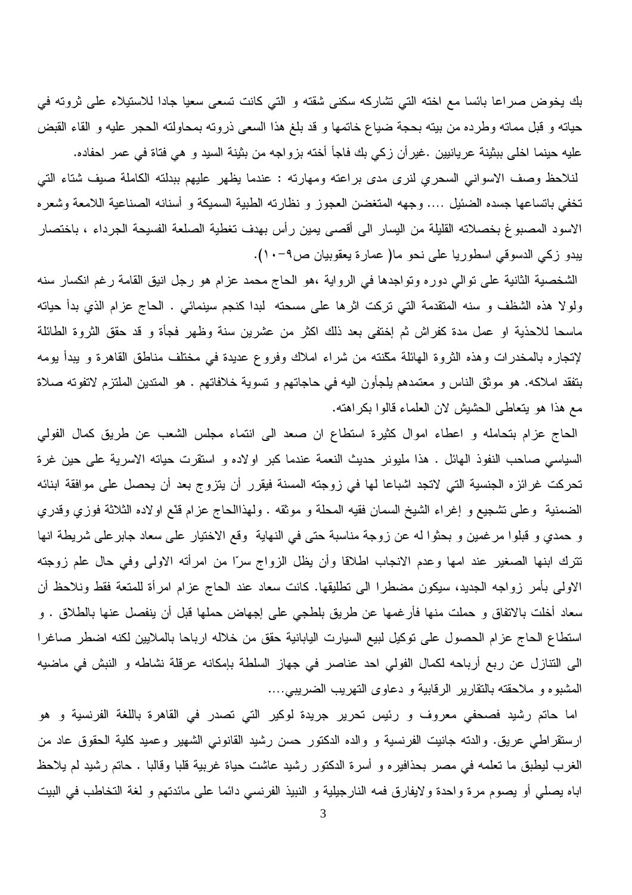بك يخوض صراعا بائسا مع اخته التي تشاركه سكنى شقته و التي كانت تسعى سعيا جادا للاستيلاء على ثروته في حياته و قبل مماته وطرده من بيته بحجة ضياع خاتمها و قد بلغ هذا السعى ذروته بمحاولته الحجر عليه و القاء القبض عليه حينما اخلى ببثينة عريانيين .غيرأن زكي بك فاجأ أخته بزواجه من بثينة السيد و هي فتاة في عمر احفاده.

لنلاحظ وصف الاسواني السحري لنرى مدى براعته ومهارته : عندما يظهر عليهم ببدلته الكاملة صيف شتاء التي تخفي باتساعها جسده الضئيل .... وجهه المتغضن العجوز و نظارته الطبية السميكة و أسنانه الصناعية اللامعة وشعره الاسود المصبوغ بخصلاته القليلة من اليسار الى أقصى يمين رأس بهدف تغطية الصلعة الفسيحة الجرداء ، باختصار يبدو زكي الدسوقي اسطوريا على نحو ما( عمارة يعقوبيان ص٩-١٠).

الشخصية الثانية على توالي دوره وتواجدها في الرواية ،هو الحاج محمد عزام هو رجل انيق القامة رغم انكسار سنه ولولا هذه الشظف و سنه المتقدمة التي تركت اثرها على مسحته لبدا كنجم سينمائي . الحاج عزام الذي بدأ حياته ماسحا للاحذية او عمل مدة كفراش ثم إختفى بعد ذلك اكثر من عشرين سنة وظهر فجأة و قد حقق الثروة الطائلة لإتجاره بالمخدرات وهذه الثروة الهائلة مكّنته من شراء املاك وفروع عديدة في مختلف مناطق القاهرة و يبدأ يومه بتفقد املاكه. هو موثق الناس و معتمدهم يلجأون اليه في حاجاتهم و تسوية خلافاتهم . هو المتدين الملتزم لاتفوته صلاة مع هذا هو يتعاطى الحشيش لان العلماء قالوا بكراهته.

الحاج عزام بتحامله و اعطاء اموال كثيرة استطاع ان صعد الى انتماء مجلس الشعب عن طريق كمال الفولي السياسي صاحب النفوذ الهائل . هذا مليونر حديث النعمة عندما كبر اولاده و استقرت حياته الاسرية على حين غرة تحركت غرائزه الجنسية التي لاتجد اشباعا لها في زوجته المسنة فيقرر أن يتزوج بعد أن يحصل على موافقة ابنائه الضمنية وعلى تشجيع و إغراء الشيخ السمان فقيه المحلة و موثقه . ولهذاالحاج عزام قنّع اولاده الثلاثة فوزي وقدري و حمدي و قبلوا مرغمين و بحثوا له عن زوجة مناسبة حتى في النهاية وقع الاختيار على سعاد جابرعلى شريطة انها تترك ابنها الصغير عند امها وعدم الانجاب اطلاقا وأن يظل الزواج سرّا من امرأته الاولى وفي حال علم زوجته الاولى بأمر زواجه الجديد، سيكون مضطرا الى تطليقها. كانت سعاد عند الحاج عزام امرأة للمتعة فقط ونلاحظ أن سعاد أخلت بالاتفاق و حملت منها فأرغمها عن طريق بلطجي على إجهاض حملها قبل أن ينفصل عنها بالطلاق . و استطاع الحاج عزام الحصول على توكيل لبيع السيارت اليابانية حقق من خلاله ارباحا بالملايين لكنه اضطر صاغرا الى التنازل عن ربع أرباحه لكمال الفولي احد عناصر في جهاز السلطة بإمكانه عرقلة نشاطه و النبش في ماضيه المشبوه و ملاحقته بالتقارير الرقابية و دعاوى التهريب الضريبي....

اما حاتم رشيد فصحفي معروف و رئيس تحرير جريدة لوكير التي تصدر في القاهرة باللغة الفرنسية و هو ارستقراطي عريق. والدته جانيت الفرنسية و والده الدكتور حسن رشيد القانوني الشهير وعميد كلية الحقوق عاد من الغرب ليطبق ما تعلمه في مصر بحذافيره و أسرة الدكتور رشيد عاشت حياة غربية قلبا وقالبا . حاتم رشيد لم يلاحظ اباه يصلي أو يصوم مرة واحدة ولايفارق فمه النارجيلية و النبيذ الفرنسي دائما على مائدتهم و لغة التخاطب في البيت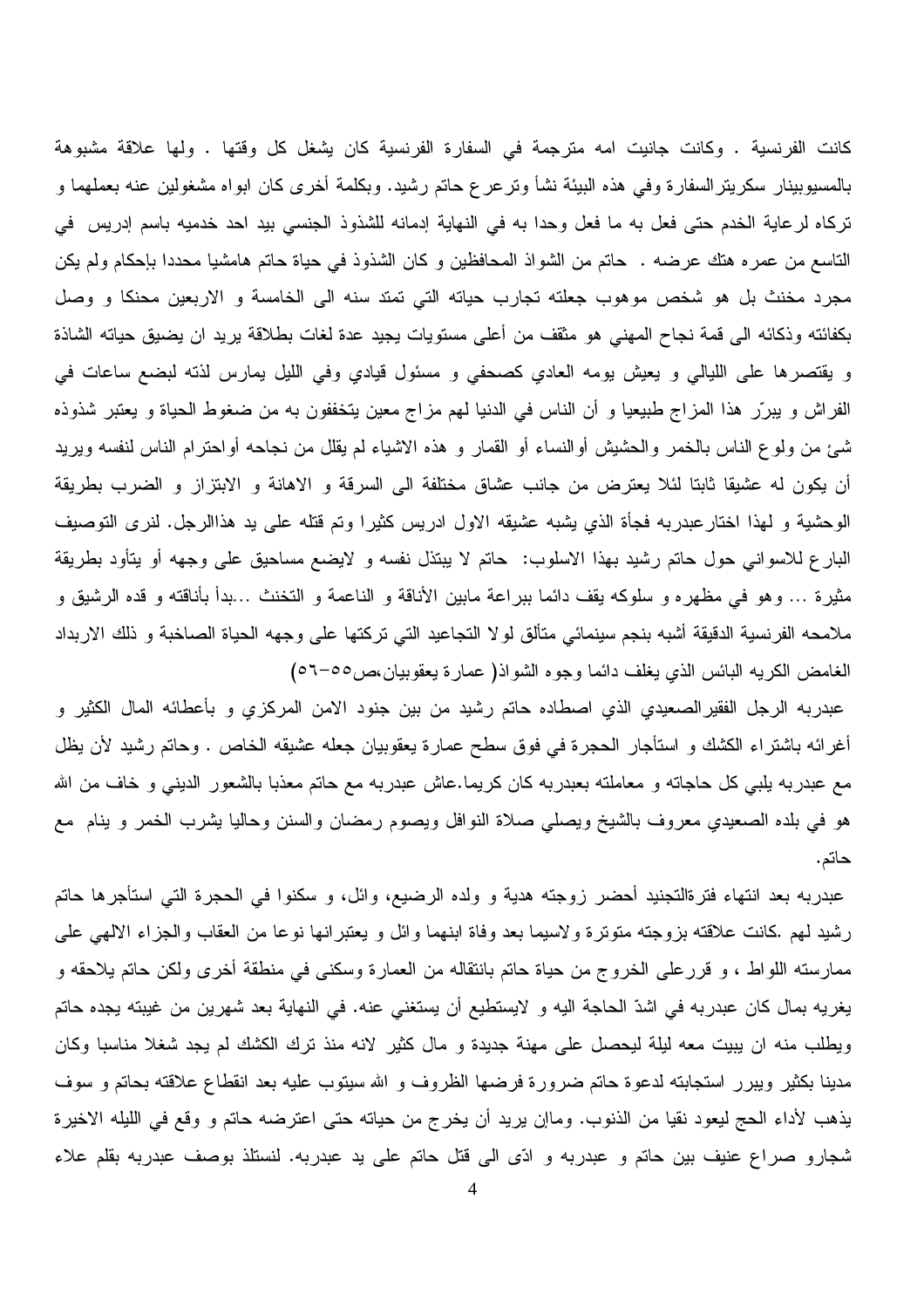كانت الفرنسية . وكانت جانيت امه مترجمة في السفارة الفرنسية كان يشغل كل وقتها . ولها علاقة مشبوهة بالمسيوبينار سكريترالسفارة وفي هذه البيئة نشأ وترعرع حاتم رشيد. وبكلمة أخرى كان ابواه مشغولين عنه بعملهما و تركاه لرعاية الخدم حتى فعل به ما فعل وحدا به في النهاية إدمانه للشذوذ الجنسي بيد احد خدميه باسم إدريس في التاسع من عمره هتك عرضه . حاتم من الشواذ المحافظين و كان الشذوذ في حياة حاتم هامشيا محددا بإحكام ولم يكن مجرد مخنث بل هو شخص موهوب جعلته تجارب حياته التي تمتد سنه الى الخامسة و الاربعين محنكا و وصل بكفائته وذكائه الى قمة نجاح المهني هو مثقف من أعلى مستويات يجيد عدة لغات بطلاقة يريد ان يضيق حياته الشاذة و يقتصرها على الليالي و يعيش يومه العادي كصحفي و مسئول قيادي وفي الليل يمارس لذته لبضع ساعات في الفراش و يبرّر هذا المزاج طبيعيا و أن الناس في الدنيا لهم مزاج معين يتخففون به من ضغوط الحياة و يعتبر شذوذه شئ من ولوع الناس بالخمر والحشيش أوالنساء أو القمار و هذه الاشياء لم يقلل من نجاحه أواحترام الناس لنفسه ويريد أن يكون له عشيقا ثابتا لئلا يعترض من جانب عشاق مختلفة الى السرقة و الاهانة و الابتزاز و الضرب بطريقة الوحشية و لهذا اختارعبدربه فجأة الذي يشبه عشيقه الاول ادريس كثيرا وتم قتله على يد هذاالرجل. لنرى التوصيف البارع للاسواني حول حاتم رشيد بهذا الاسلوب: حاتم لا يبتذل نفسه و لايضع مساحيق على وجهه أو يتأود بطريقة مثيرة ... وهو في مظهره و سلوكه يقف دائما ببراعة مابين الأناقة و الناعمة و التخنث ...بدأ بأناقته و قده الرشيق و ملامحه الفرنسية الدقيقة أشبه بنجم سينمائي متألق لولا التجاعيد التي تركتها على وجهه الحياة الصاخبة و ذلك الاربداد الغامض الكريه البائس الذي يغلف دائما وجوه الشواذ( عمارة يعقوبيان،ص٥٥-٥٦)

عبدربه الرجل الفقيرالصعيدي الذي اصطاده حاتم رشيد من بين جنود الامن المركزي و بأعطائه المال الكثير و أغرائه باشتراء الكشك و استأجار الحجرة في فوق سطح عمارة يعقوبيان جعله عشيقه الخاص . وحاتم رشيد لأن يظل مع عبدربه يلبي كل حاجاته و معاملته بعبدربه كان كريما.عاش عبدربه مع حاتم معذبا بالشعور الديني و خاف من الله هو في بلده الصعيدي معروف بالشيخ ويصلي صلاة النوافل والسنن ويصوم رمضان وحاليا يشرب الخمر و ينام مع حاتم.

عبدربه بعد انتهاء فترةالتجنيد أحضر زوجته هدية و ولده الرضيع، وائل، و سكنوا في الحجرة التي استأجرها حاتم رشيد لهم .كانت علاقته بزوجته متوترة ولاسيما بعد وفاة ابنهما وائل و يعتبرانها نوعا من العقاب والجزاء الالهي على ممارسته اللواط ، و قررعلى الخروج من حياة حاتم بانتقاله من العمارة وسكنى في منطقة أخرى ولكن حاتم يلاحقه و يغريه بمال كان عبدربه في اشدّ الحاجة اليه و لايستطيع أن يستغني عنه. في النهاية بعد شهرين من غيبته يجده حاتم ويطلب منه ان يبيت معه ليلة ليحصل على مهنة جديدة و مال كثير لانه منذ ترك الكشك لم يجد شغلا مناسبا وكان مدينا بكثير ويبرر استجابته لدعوة حاتم ضرورة فرضها الظروف و الله سيتوب عليه بعد انقطاع علاقته بحاتم و سوف يذهب لأداء الحج ليعود نقيا من الذنوب. ومإن يريد أن يخرج من حياته حتى اعترضه حاتم و وقع في الليله الاخيرة شجارو صراع عنيف بين حاتم و عبدربه و ادّى الى قتل حاتم على يد عبدربه. لنستلذ بوصف عبدربه بقلم علاء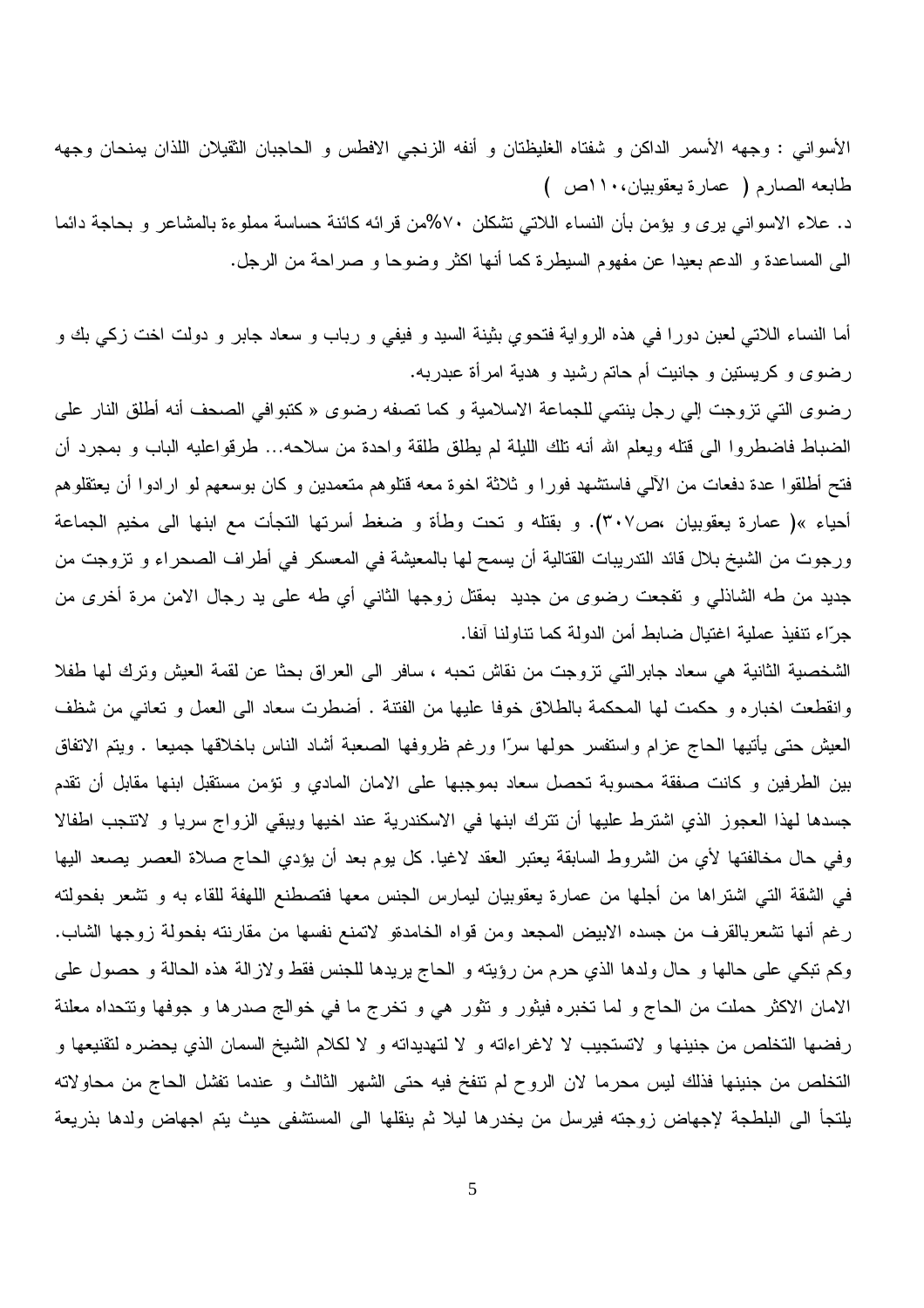الأسواني : وجهه الأسمر الداكن و شفتاه الغليظتان و أنفه الزنجي الافطس و الحاجبان الثقيلان اللذان يمنحان وجهه طابعه الصارم ( عمارة يعقوبيان،١١٠ص )

د. علاء الاسواني يرى و يؤمن بأن النساء اللاتي تشكلن ٧٠%من قرائه كائنة حساسة مملوءة بالمشاعر و بحاجة دائما الى المساعدة و الدعم بعيدا عن مفهوم السيطرة كما أنها اكثر وضوحا و صراحة من الرجل.

أما النساء اللاتي لعبن دورا في هذه الرواية فتحوي بثينة السيد و فيفي و رباب و سعاد جابر و دولت اخت زكي بك و رضوى و كريستين و جانيت أم حاتم رشيد و هدية امرأة عبدربه.

رضوى التي تزوجت إلي رجل ينتمي للجماعة الاسلامية و كما تصفه رضوى « كتبوافي الصحف أنه أطلق النار على الضباط فاضطروا الى قتله ويعلم الله أنه تلك الليلة لم يطلق طلقة واحدة من سلاحه... طرقواعليه الباب و بمجرد أن فتح أطلقوا عدة دفعات من الآلي فاستشهد فورا و ثلاثة اخوة معه قتلوهم متعمدين و كان بوسعهم لو ارادوا أن يعتقلوهم أحياء »( عمارة يعقوبيان ،ص٣٠٧). و بقتله و تحت وطأة و ضغط أسرتها التجأت مع ابنها الى مخيم الجماعة ورجوت من الشيخ بلال قائد التدريبات القتالية أن يسمح لها بالمعيشة في المعسكر في أطراف الصحراء و تزوجت من جديد من طه الشاذلي و تفجعت رضوى من جديد بمقتل زوجها الثاني أي طه على يد رجال الامن مرة أخرى من جرّاء تنفيذ عملية اغتيال ضابط أمن الدولة كما تناولنا آنفا.

الشخصية الثانية هي سعاد جابرالتي تزوجت من نقاش تحبه ، سافر الى العراق بحثا عن لقمة العيش وترك لها طفلا وانقطعت اخباره و حكمت لها المحكمة بالطلاق خوفا عليها من الفتنة . أضطرت سعاد الى العمل و تعاني من شظف العيش حتى يأتيها الحاج عزام واستفسر حولها سرّا ورغم ظروفها الصعبة أشاد الناس باخلاقها جميعا . ويتم الاتفاق بين الطرفين و كانت صفقة محسوبة تحصل سعاد بموجبها على الامان المادي و تؤمن مستقبل ابنها مقابل أن تقدم جسدها لهذا العجوز الذي اشترط عليها أن تترك ابنها في الاسكندرية عند اخيها ويبقي الزواج سريا و لاتنجب اطفالا وفي حال مخالفتها لأي من الشروط السابقة يعتبر العقد لاغيا. كل يوم بعد أن يؤدي الحاج صلاة العصر يصعد اليها في الشقة التي اشتراها من أجلها من عمارة يعقوبيان ليمارس الجنس معها فتصطنع اللهفة للقاء به و تشعر بفحولته رغم أنها تشعربالقرف من جسده الابيض المجعد ومن قواه الخامدةو لاتمنع نفسها من مقارنته بفحولة زوجها الشاب. وكم تبكي على حالها و حال ولدها الذي حرم من رؤيته و الحاج يريدها للجنس فقط ولازالة هذه الحالة و حصول على الامان الاكثر حملت من الحاج و لما تخبره فيثور و تثور هي و تخرج ما في خوالج صدرها و جوفها وتتحداه معلنة رفضها التخلص من جنينها و لاتستجيب لا لاغراءاته و لا لتهديداته و لا لكلام الشيخ السمان الذي يحضره لتقنيعها و التخلص من جنينها فذلك ليس محرما لان الروح لم تنفخ فيه حتى الشهر الثالث و عندما تفشل الحاج من محاولاته يلتجأ الى البلطجة لإجهاض زوجته فيرسل من يخدرها ليلا ثم ينقلها الى المستشفى حيث يتم اجهاض ولدها بذريعة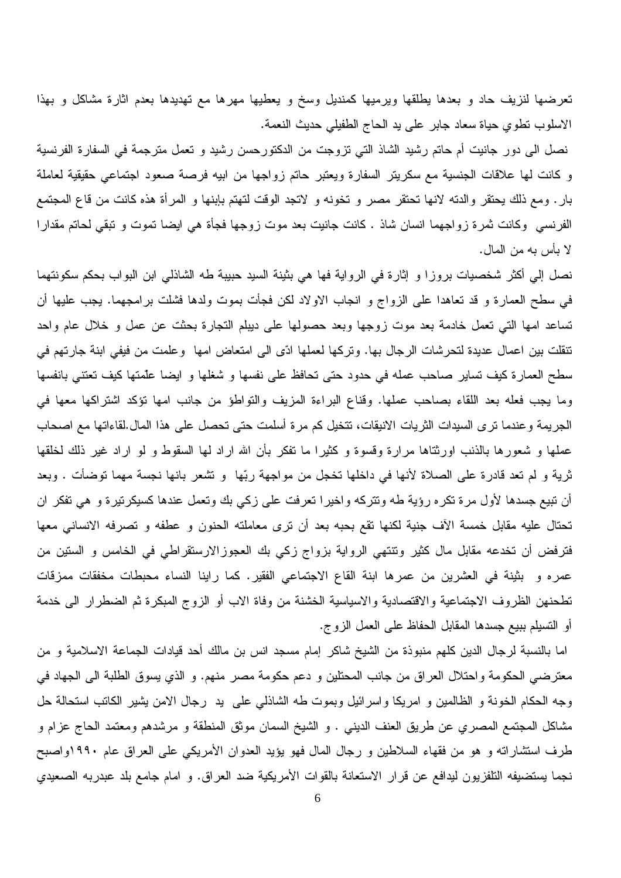تعرضها لنزيف حاد و بعدها يطلقها ويرميها كمنديل وسخ و يعطيها مهرها مع تهديدها بعدم اثارة مشاكل و بهذا الاسلوب تطوي حياة سعاد جابر على يد الحاج الطفيلي حديث النعمة.

نصل الى دور جانيت أم حاتم رشيد الشاذ التي تزوجت من الدكتورحسن رشيد و تعمل مترجمة في السفارة الفرنسية و كانت لها علاقات الجنسية مع سكريتر السفارة ويعتبر حاتم زواجها من ابيه فرصة صعود اجتماعي حقيقية لعاملة بار. ومع ذلك يحتقر والدته لانها تحتقر مصر و تخونه و لاتجد الوقت لتهتم بإبنها و المرأة هذه كانت من قاع المجتمع الفرنسي وكانت ثمرة زواجهما انسان شاذ . كانت جانيت بعد موت زوجها فجأة هي ايضا تموت و تبقي لحاتم مقدارا لا بأس به من المال.

نصل إلي أكثر شخصيات بروزا و إثارة في الرواية فها هي بثينة السيد حبيبة طه الشاذلي ابن البواب بحكم سكونتهما في سطح العمارة و قد تعاهدا على الزواج و انجاب الاولاد لكن فجأت بموت ولدها فشلت برامجهما. يجب عليها أن تساعد امها التي تعمل خادمة بعد موت زوجها وبعد حصولها على ديبلم التجارة بحثت عن عمل و خلال عام واحد تنقلت بين اعمال عديدة لتحرشات الرجال بها. وتركها لعملها ادّى الى امتعاض امها وعلمت من فيفي ابنة جارتهم في سطح العمارة كيف تساير صاحب عمله في حدود حتى تحافظ على نفسها و شغلها و ايضا علّمتها كيف تعتني بانفسها وما يجب فعله بعد اللقاء بصاحب عملها. وقناع البراءة المزيف والتواطؤ من جانب امها تؤكد اشتراكها معها في الجريمة وعندما ترى السيدات الثريات الانيقات، تتخيل كم مرة أسلمت حتى تحصل على هذا المال.لقاءاتها مع اصحاب عملها و شعورها بالذنب اورثتاها مرارة وقسوة و كثيرا ما تفكر بأن الله اراد لها السقوط و لو اراد غير ذلك لخلقها ثرية و لم تعد قادرة على الصلاة لأنها في داخلها تخجل من مواجهة ربّها و تشعر بانها نجسة مهما توضأت . وبعد أن تبيع جسدها لأول مرة تكره رؤية طه وتتركه واخيرا تعرفت على زكي بك وتعمل عندها كسيكرتيرة و هي تفكر ان تحتال عليه مقابل خمسة آلآف جنية لكنها تقع بحبه بعد أن ترى معاملته الحنون و عطفه و تصرفه الانساني معها فترفض أن تخدعه مقابل مال كثير وتنتهي الرواية بزواج زكي بك العجوزالارستقراطي في الخامس و الستين من عمره و بثينة في العشرين من عمرها ابنة القاع الاجتماعي الفقير. كما راينا النساء محبطات مخفقات ممزقات تطحنهن الظروف الاجتماعية والاقتصادية والاسياسية الخشنة من وفاة الاب أو الزوج المبكرة ثم الضطرار الى خدمة أو التسليم ببيع جسدها المقابل الحفاظ على العمل الزوج.

اما بالنسبة لرجال الدين كلهم منبوذة من الشيخ شاكر إمام مسجد انس بن مالك أحد قيادات الجماعة الاسلامية و من معترضي الحكومة واحتلال العراق من جانب المحتلين و دعم حكومة مصر منهم. و الذي يسوق الطلبة الى الجهاد في وجه الحكام الخونة و الظالمين و امريكا واسرائيل وبموت طه الشاذلي على يد رجال الامن يشير الكاتب استحالة حل مشاكل المجتمع المصري عن طريق العنف الديني . و الشيخ السمان موثق المنطقة و مرشدهم ومعتمد الحاج عزام و طرف استشاراته و هو من فقهاء السلاطين و رجال المال فهو يؤيد العدوان الأمريكي على العراق عام ١٩٩٠واصبح نجما يستضيفه التلفزيون ليدافع عن قرار الاستعانة بالقوات الأمريكية ضد العراق. و امام جامع بلد عبدربه الصعيدي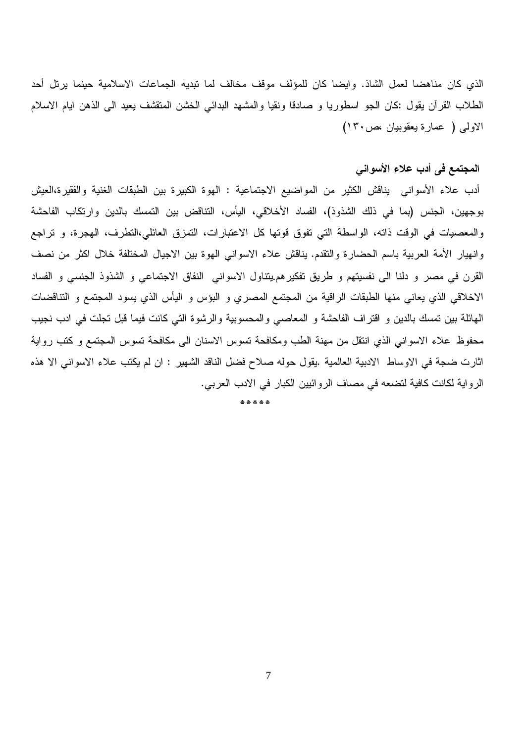الذي كان مناهضا لعمل الشاذ. وايضا كان للمؤلف موقف مخالف لما تبديه الجماعات الاسلامية حينما يرتل أحد الطلاب القرآن يقول :كان الجو اسطوريا و صادقا ونقيا والمشهد البدائي الخشن المتقشف يعيد الى الذهن ايام الاسلام الاولى ( عمارة يعقوبيان ،ص١٣٠)

**المجتمع فى أدب علاء الأسواني**

أدب علاء الأسواني يناقش الكثير من المواضيع الاجتماعية : الهوة الكبيرة بين الطبقات الغنية والفقيرة،العيش بوجهين، الجنس (بما في ذلك الشذوذ)، الفساد الأخلاقي، اليأس، التناقض بين التمسك بالدين وارتكاب الفاحشة والمعصيات في الوقت ذاته، الواسطة التي تفوق قوتها كل الاعتبارات، التمزق العائلي،التطرف، الهجرة، و تراجع وانهيار الأمة العربية باسم الحضارة والتقدم. يناقش علاء الاسواني الهوة بين الاجيال المختلفة خلال اكثر من نصف القرن في مصر و دلنا الى نفسيتهم و طريق تفكيرهم.يتناول الاسواني النفاق الاجتماعي و الشذوذ الجنسي و الفساد الاخلاقي الذي يعاني منها الطبقات الراقية من المجتمع المصري و البؤس و اليأس الذي يسود المجتمع و التناقضات الهائلة بين تمسك بالدين و اقتراف الفاحشة و المعاصي والمحسوبية والرشوة التي كانت فيما قبل تجلت في ادب نجيب محفوظ علاء الاسواني الذي انتقل من مهنة الطب ومكافحة تسوس الاسنان الى مكافحة تسوس المجتمع و كتب رواية اثارت ضجة في الاوساط الادبية العالمية .يقول حوله صلاح فضل الناقد الشهير : ان لم يكتب علاء الاسواني الا هذه الرواية لكانت كافية لتضعه في مصاف الروائيين الكبار في الادب العربي.

\*\*\*\*\*